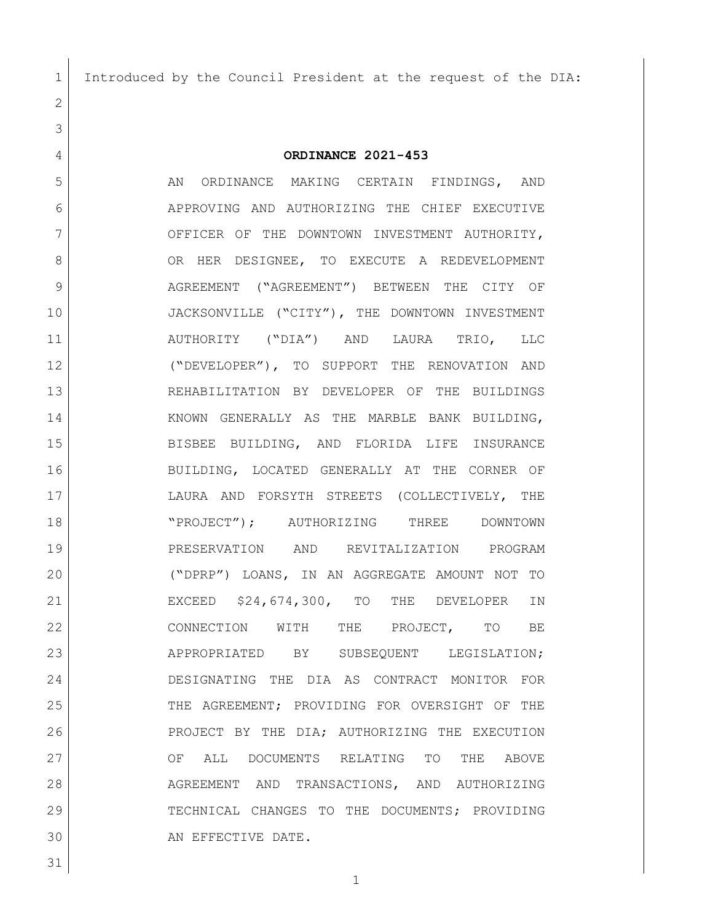Introduced by the Council President at the request of the DIA:

# ORDINANCE 2021-453

AN ORDINANCE MAKING CERTAIN FINDINGS, AND APPROVING AND AUTHORIZING THE CHIEF EXECUTIVE OFFICER OF THE DOWNTOWN INVESTMENT AUTHORITY, OR HER DESIGNEE, TO EXECUTE A REDEVELOPMENT AGREEMENT ("AGREEMENT") BETWEEN THE CITY OF JACKSONVILLE ("CITY"), THE DOWNTOWN INVESTMENT AUTHORITY ("DIA") AND LAURA TRIO, LLC ("DEVELOPER"), TO SUPPORT THE RENOVATION AND REHABILITATION BY DEVELOPER OF THE BUILDINGS KNOWN GENERALLY AS THE MARBLE BANK BUILDING, BISBEE BUILDING, AND FLORIDA LIFE INSURANCE BUILDING, LOCATED GENERALLY AT THE CORNER OF LAURA AND FORSYTH STREETS (COLLECTIVELY, THE "PROJECT"); AUTHORIZING THREE DOWNTOWN PRESERVATION AND REVITALIZATION PROGRAM ("DPRP") LOANS, IN AN AGGREGATE AMOUNT NOT TO EXCEED $24,674,300, TO THE DEVELOPER IN CONNECTION WITH THE PROJECT, TO BE APPROPRIATED BY SUBSEQUENT LEGISLATION; DESIGNATING THE DIA AS CONTRACT MONITOR FOR THE AGREEMENT; PROVIDING FOR OVERSIGHT OF THE PROJECT BY THE DIA; AUTHORIZING THE EXECUTION OF ALL DOCUMENTS RELATING TO THE ABOVE AGREEMENT AND TRANSACTIONS, AND AUTHORIZING TECHNICAL CHANGES TO THE DOCUMENTS; PROVIDING AN EFFECTIVE DATE.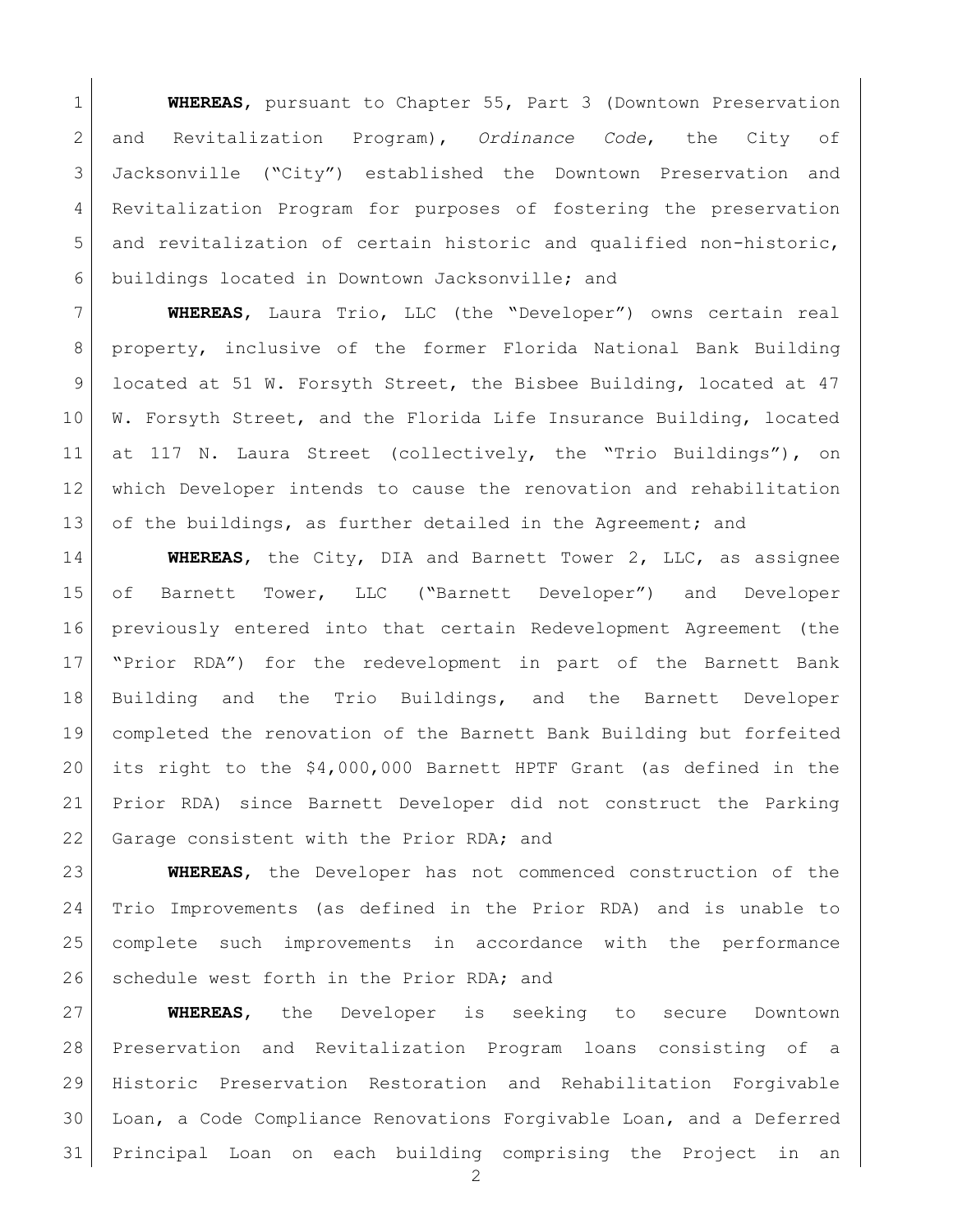**WHEREAS**, pursuant to Chapter 55, Part 3 (Downtown Preservation and Revitalization Program), *Ordinance Code*, the City of Jacksonville ("City") established the Downtown Preservation and Revitalization Program for purposes of fostering the preservation and revitalization of certain historic and qualified non-historic, buildings located in Downtown Jacksonville; and

**WHEREAS**, Laura Trio, LLC (the "Developer") owns certain real property, inclusive of the former Florida National Bank Building located at 51 W. Forsyth Street, the Bisbee Building, located at 47 W. Forsyth Street, and the Florida Life Insurance Building, located at 117 N. Laura Street (collectively, the "Trio Buildings"), on which Developer intends to cause the renovation and rehabilitation of the buildings, as further detailed in the Agreement; and

**WHEREAS**, the City, DIA and Barnett Tower 2, LLC, as assignee of Barnett Tower, LLC ("Barnett Developer") and Developer previously entered into that certain Redevelopment Agreement (the "Prior RDA") for the redevelopment in part of the Barnett Bank Building and the Trio Buildings, and the Barnett Developer completed the renovation of the Barnett Bank Building but forfeited its right to the $4,000,000 Barnett HPTF Grant (as defined in the Prior RDA) since Barnett Developer did not construct the Parking Garage consistent with the Prior RDA; and

**WHEREAS**, the Developer has not commenced construction of the Trio Improvements (as defined in the Prior RDA) and is unable to complete such improvements in accordance with the performance schedule west forth in the Prior RDA; and

**WHEREAS**, the Developer is seeking to secure Downtown Preservation and Revitalization Program loans consisting of a Historic Preservation Restoration and Rehabilitation Forgivable Loan, a Code Compliance Renovations Forgivable Loan, and a Deferred Principal Loan on each building comprising the Project in an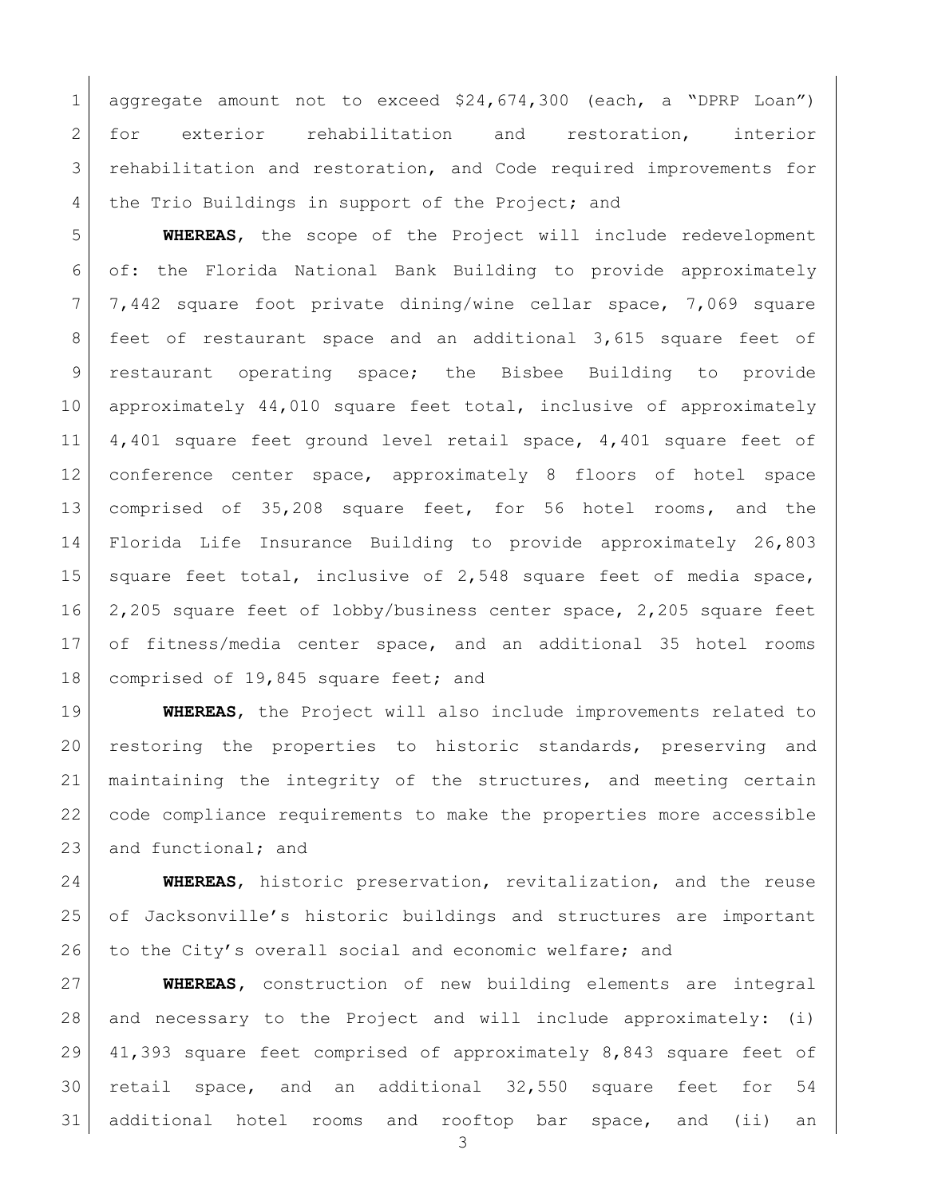aggregate amount not to exceed $24,674,300 (each, a "DPRP Loan") for exterior rehabilitation and restoration, interior rehabilitation and restoration, and Code required improvements for the Trio Buildings in support of the Project; and

**WHEREAS**, the scope of the Project will include redevelopment of: the Florida National Bank Building to provide approximately 7,442 square foot private dining/wine cellar space, 7,069 square feet of restaurant space and an additional 3,615 square feet of restaurant operating space; the Bisbee Building to provide approximately 44,010 square feet total, inclusive of approximately 4,401 square feet ground level retail space, 4,401 square feet of conference center space, approximately 8 floors of hotel space comprised of 35,208 square feet, for 56 hotel rooms, and the Florida Life Insurance Building to provide approximately 26,803 square feet total, inclusive of 2,548 square feet of media space, 2,205 square feet of lobby/business center space, 2,205 square feet of fitness/media center space, and an additional 35 hotel rooms comprised of 19,845 square feet; and

**WHEREAS**, the Project will also include improvements related to restoring the properties to historic standards, preserving and maintaining the integrity of the structures, and meeting certain code compliance requirements to make the properties more accessible and functional; and

**WHEREAS**, historic preservation, revitalization, and the reuse of Jacksonville's historic buildings and structures are important to the City's overall social and economic welfare; and

**WHEREAS**, construction of new building elements are integral and necessary to the Project and will include approximately: (i) 41,393 square feet comprised of approximately 8,843 square feet of retail space, and an additional 32,550 square feet for 54 additional hotel rooms and rooftop bar space, and (ii) an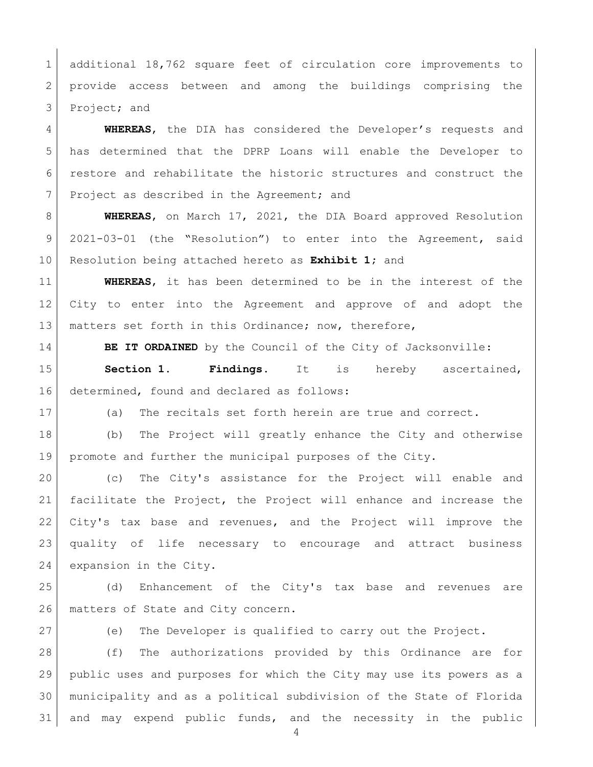additional 18,762 square feet of circulation core improvements to provide access between and among the buildings comprising the Project; and

**WHEREAS**, the DIA has considered the Developer's requests and has determined that the DPRP Loans will enable the Developer to restore and rehabilitate the historic structures and construct the Project as described in the Agreement; and

**WHEREAS**, on March 17, 2021, the DIA Board approved Resolution 2021-03-01 (the "Resolution") to enter into the Agreement, said Resolution being attached hereto as **Exhibit 1**; and

**WHEREAS**, it has been determined to be in the interest of the City to enter into the Agreement and approve of and adopt the matters set forth in this Ordinance; now, therefore,

**BE IT ORDAINED** by the Council of the City of Jacksonville:

**Section 1. Findings.** It is hereby ascertained, determined, found and declared as follows:

(a) The recitals set forth herein are true and correct.

(b) The Project will greatly enhance the City and otherwise promote and further the municipal purposes of the City.

(c) The City's assistance for the Project will enable and facilitate the Project, the Project will enhance and increase the City's tax base and revenues, and the Project will improve the quality of life necessary to encourage and attract business expansion in the City.

(d) Enhancement of the City's tax base and revenues are matters of State and City concern.

(e) The Developer is qualified to carry out the Project.

(f) The authorizations provided by this Ordinance are for public uses and purposes for which the City may use its powers as a municipality and as a political subdivision of the State of Florida and may expend public funds, and the necessity in the public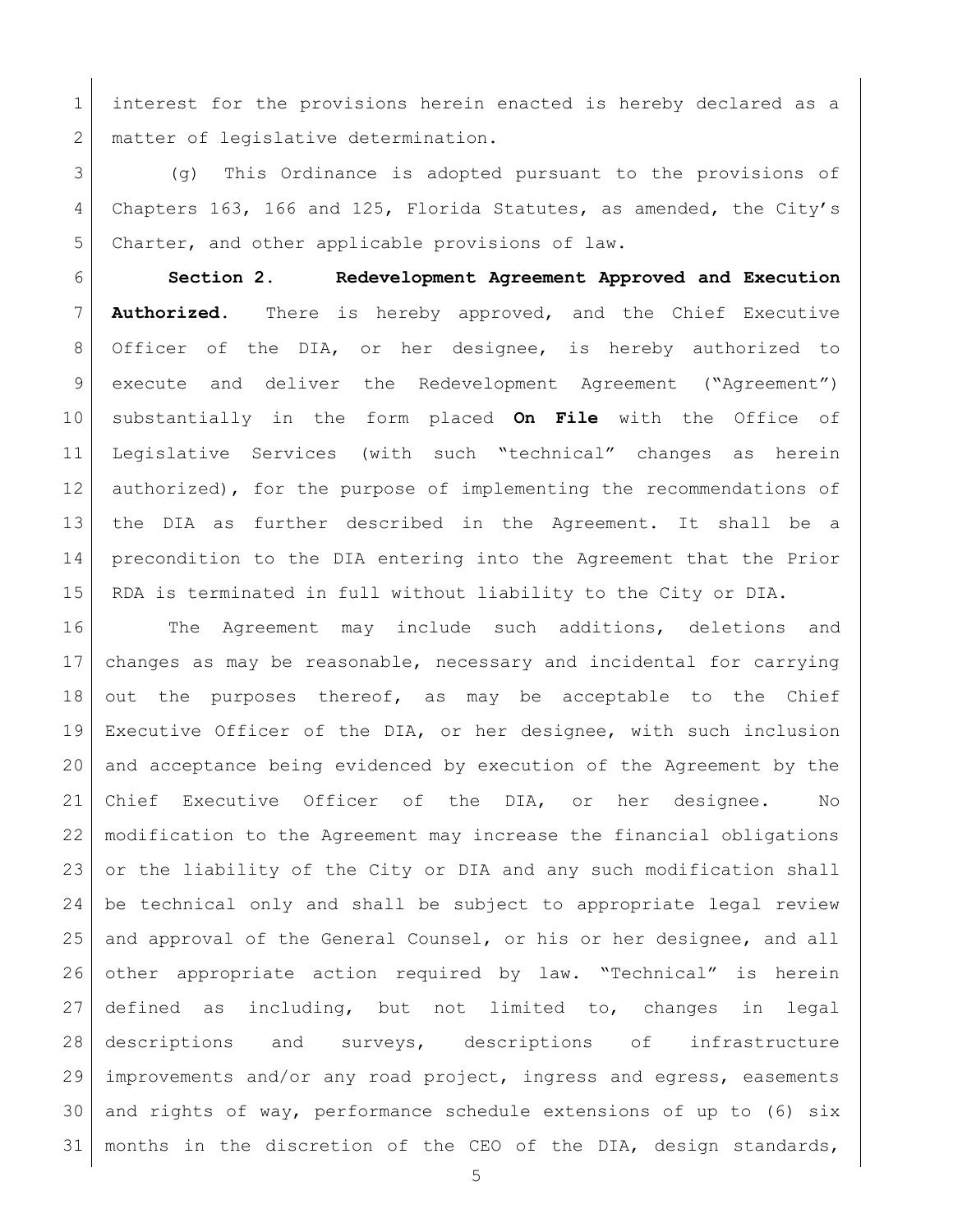interest for the provisions herein enacted is hereby declared as a matter of legislative determination.

(g) This Ordinance is adopted pursuant to the provisions of Chapters 163, 166 and 125, Florida Statutes, as amended, the City's Charter, and other applicable provisions of law.

**Section 2. Redevelopment Agreement Approved and Execution Authorized.** There is hereby approved, and the Chief Executive Officer of the DIA, or her designee, is hereby authorized to execute and deliver the Redevelopment Agreement ("Agreement") substantially in the form placed **On File** with the Office of Legislative Services (with such "technical" changes as herein authorized), for the purpose of implementing the recommendations of the DIA as further described in the Agreement. It shall be a precondition to the DIA entering into the Agreement that the Prior RDA is terminated in full without liability to the City or DIA.

The Agreement may include such additions, deletions and changes as may be reasonable, necessary and incidental for carrying out the purposes thereof, as may be acceptable to the Chief Executive Officer of the DIA, or her designee, with such inclusion and acceptance being evidenced by execution of the Agreement by the Chief Executive Officer of the DIA, or her designee. No modification to the Agreement may increase the financial obligations or the liability of the City or DIA and any such modification shall be technical only and shall be subject to appropriate legal review and approval of the General Counsel, or his or her designee, and all other appropriate action required by law. "Technical" is herein defined as including, but not limited to, changes in legal descriptions and surveys, descriptions of infrastructure improvements and/or any road project, ingress and egress, easements and rights of way, performance schedule extensions of up to (6) six months in the discretion of the CEO of the DIA, design standards,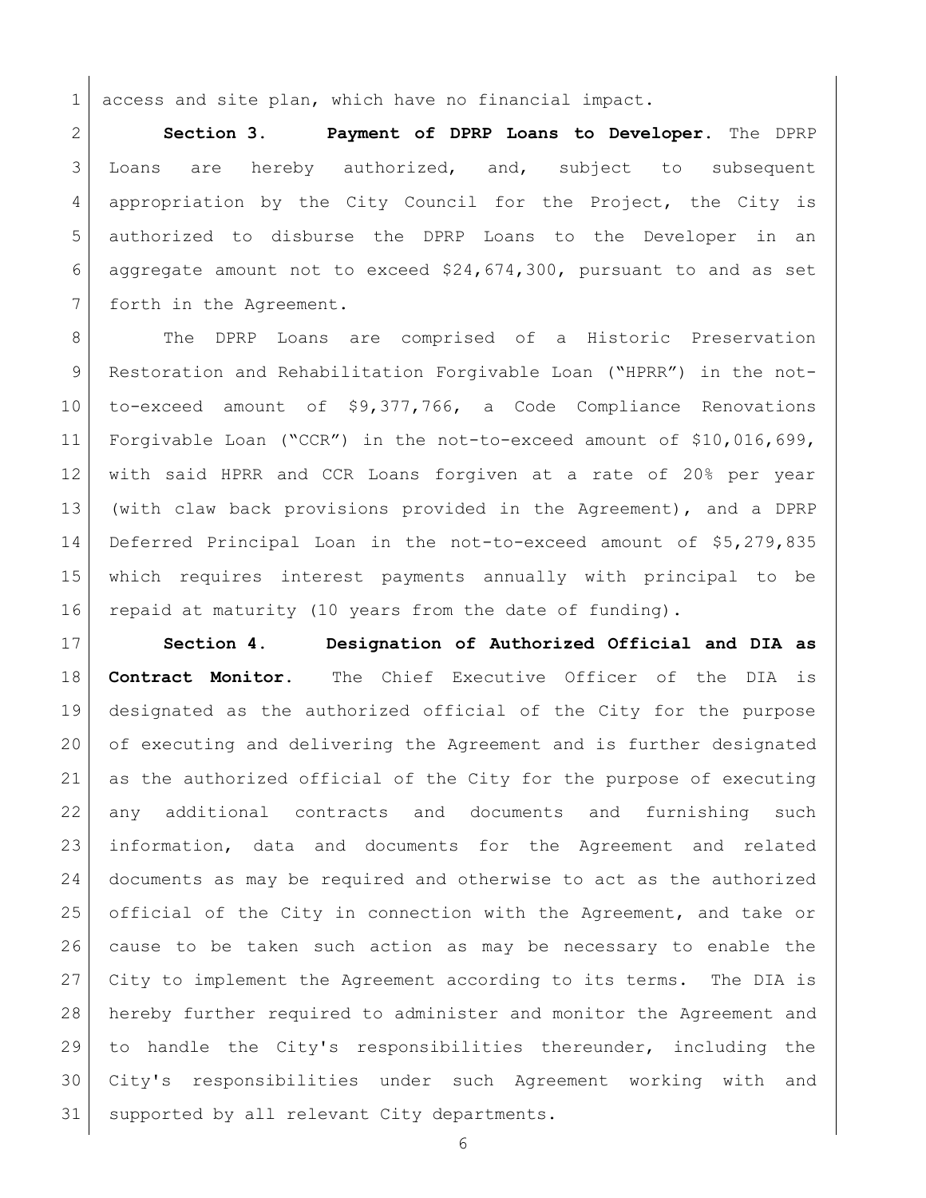access and site plan, which have no financial impact.

**Section 3. Payment of DPRP Loans to Developer.** The DPRP Loans are hereby authorized, and, subject to subsequent appropriation by the City Council for the Project, the City is authorized to disburse the DPRP Loans to the Developer in an aggregate amount not to exceed $24,674,300, pursuant to and as set forth in the Agreement.

The DPRP Loans are comprised of a Historic Preservation Restoration and Rehabilitation Forgivable Loan ("HPRR") in the not-to-exceed amount of $9,377,766, a Code Compliance Renovations Forgivable Loan ("CCR") in the not-to-exceed amount of $10,016,699, with said HPRR and CCR Loans forgiven at a rate of 20% per year (with claw back provisions provided in the Agreement), and a DPRP Deferred Principal Loan in the not-to-exceed amount of $5,279,835 which requires interest payments annually with principal to be repaid at maturity (10 years from the date of funding).

**Section 4. Designation of Authorized Official and DIA as Contract Monitor.** The Chief Executive Officer of the DIA is designated as the authorized official of the City for the purpose of executing and delivering the Agreement and is further designated as the authorized official of the City for the purpose of executing any additional contracts and documents and furnishing such information, data and documents for the Agreement and related documents as may be required and otherwise to act as the authorized official of the City in connection with the Agreement, and take or cause to be taken such action as may be necessary to enable the City to implement the Agreement according to its terms. The DIA is hereby further required to administer and monitor the Agreement and to handle the City's responsibilities thereunder, including the City's responsibilities under such Agreement working with and supported by all relevant City departments.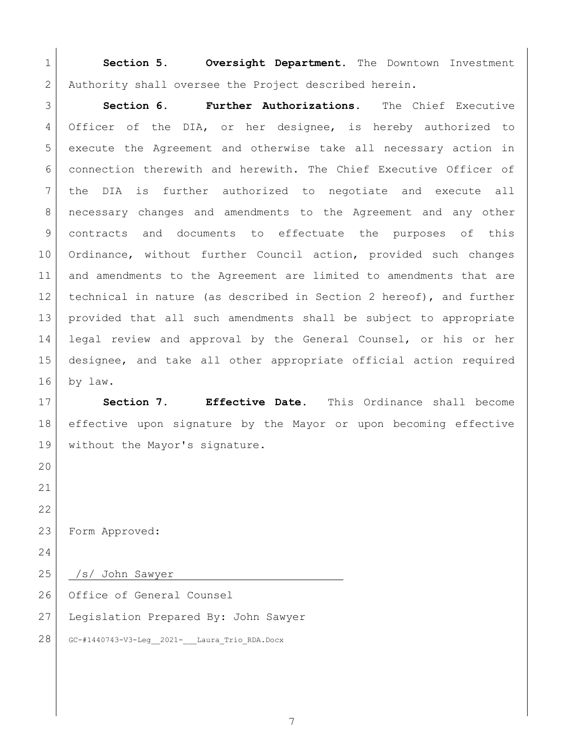**Section 5. Oversight Department.** The Downtown Investment Authority shall oversee the Project described herein.

**Section 6. Further Authorizations.** The Chief Executive Officer of the DIA, or her designee, is hereby authorized to execute the Agreement and otherwise take all necessary action in connection therewith and herewith. The Chief Executive Officer of the DIA is further authorized to negotiate and execute all necessary changes and amendments to the Agreement and any other contracts and documents to effectuate the purposes of this Ordinance, without further Council action, provided such changes and amendments to the Agreement are limited to amendments that are technical in nature (as described in Section 2 hereof), and further provided that all such amendments shall be subject to appropriate legal review and approval by the General Counsel, or his or her designee, and take all other appropriate official action required by law.

**Section 7. Effective Date.** This Ordinance shall become effective upon signature by the Mayor or upon becoming effective without the Mayor's signature.

Form Approved:

/s/ John Sawyer

Office of General Counsel

Legislation Prepared By: John Sawyer

GC-#1440743-V3-Leg__2021-___Laura_Trio_RDA.Docx